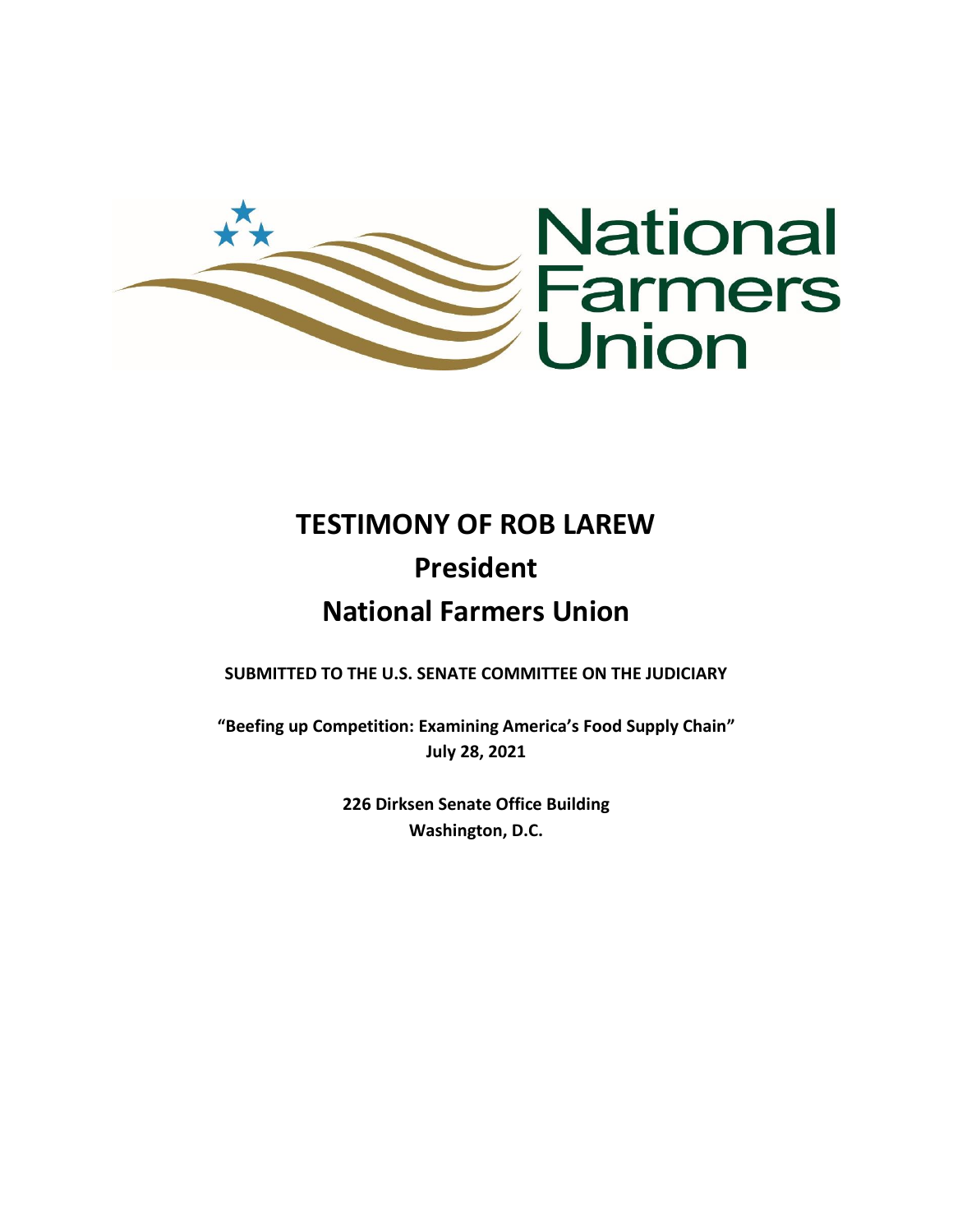National Farmers Union

# TESTIMONY OF ROB LAREW

# President

# National Farmers Union

**SUBMITTED TO THE U.S. SENATE COMMITTEE ON THE JUDICIARY**

**"Beefing up Competition: Examining America's Food Supply Chain"**
**July 28, 2021**

**226 Dirksen Senate Office Building**
**Washington, D.C.**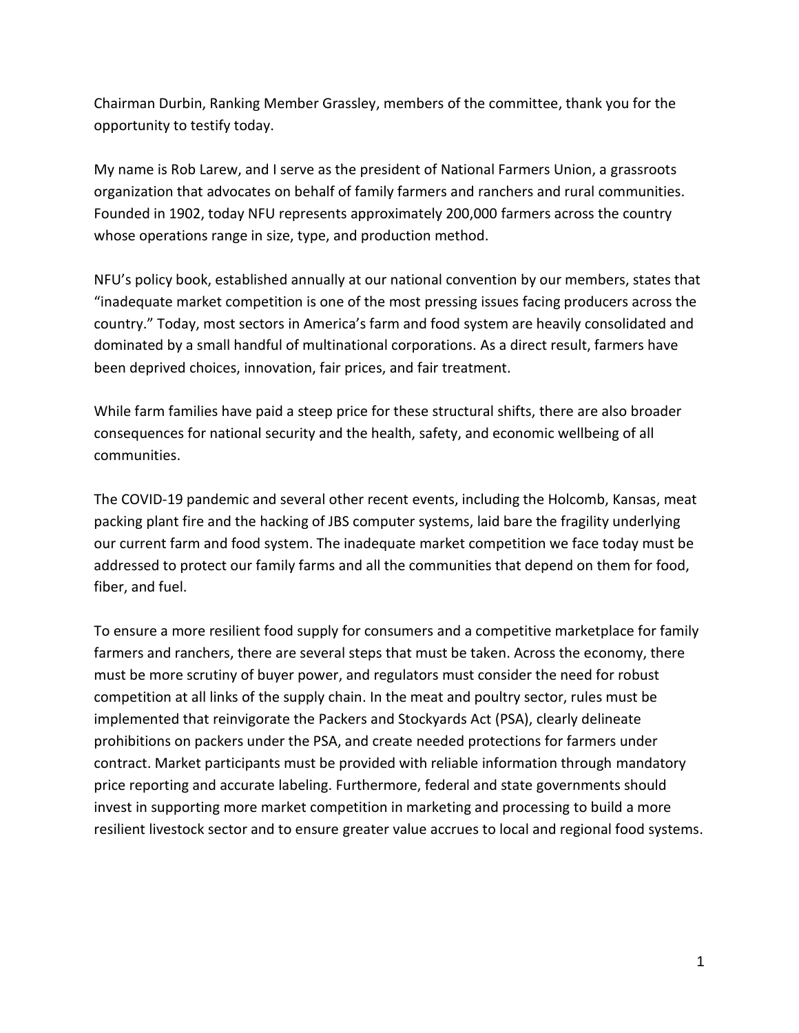Chairman Durbin, Ranking Member Grassley, members of the committee, thank you for the opportunity to testify today.

My name is Rob Larew, and I serve as the president of National Farmers Union, a grassroots organization that advocates on behalf of family farmers and ranchers and rural communities. Founded in 1902, today NFU represents approximately 200,000 farmers across the country whose operations range in size, type, and production method.

NFU's policy book, established annually at our national convention by our members, states that "inadequate market competition is one of the most pressing issues facing producers across the country." Today, most sectors in America's farm and food system are heavily consolidated and dominated by a small handful of multinational corporations. As a direct result, farmers have been deprived choices, innovation, fair prices, and fair treatment.

While farm families have paid a steep price for these structural shifts, there are also broader consequences for national security and the health, safety, and economic wellbeing of all communities.

The COVID-19 pandemic and several other recent events, including the Holcomb, Kansas, meat packing plant fire and the hacking of JBS computer systems, laid bare the fragility underlying our current farm and food system. The inadequate market competition we face today must be addressed to protect our family farms and all the communities that depend on them for food, fiber, and fuel.

To ensure a more resilient food supply for consumers and a competitive marketplace for family farmers and ranchers, there are several steps that must be taken. Across the economy, there must be more scrutiny of buyer power, and regulators must consider the need for robust competition at all links of the supply chain. In the meat and poultry sector, rules must be implemented that reinvigorate the Packers and Stockyards Act (PSA), clearly delineate prohibitions on packers under the PSA, and create needed protections for farmers under contract. Market participants must be provided with reliable information through mandatory price reporting and accurate labeling. Furthermore, federal and state governments should invest in supporting more market competition in marketing and processing to build a more resilient livestock sector and to ensure greater value accrues to local and regional food systems.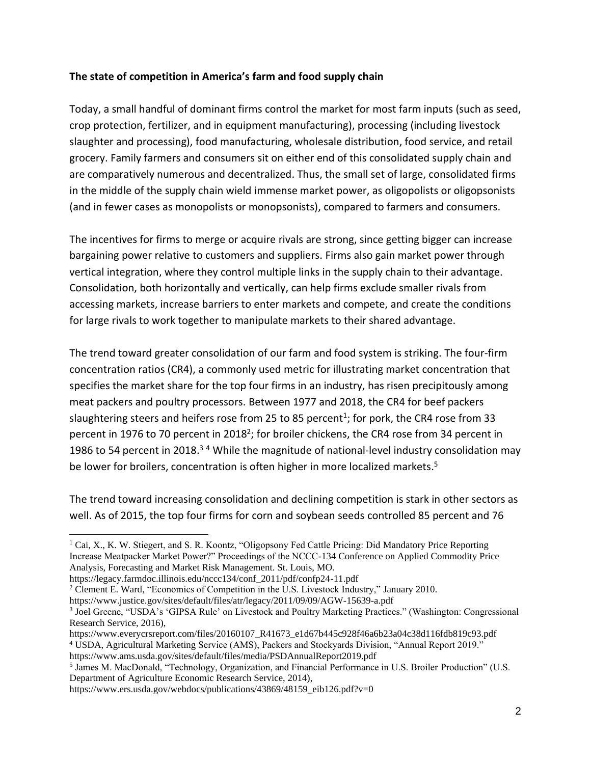**The state of competition in America's farm and food supply chain**

Today, a small handful of dominant firms control the market for most farm inputs (such as seed, crop protection, fertilizer, and in equipment manufacturing), processing (including livestock slaughter and processing), food manufacturing, wholesale distribution, food service, and retail grocery. Family farmers and consumers sit on either end of this consolidated supply chain and are comparatively numerous and decentralized. Thus, the small set of large, consolidated firms in the middle of the supply chain wield immense market power, as oligopolists or oligopsonists (and in fewer cases as monopolists or monopsonists), compared to farmers and consumers.

The incentives for firms to merge or acquire rivals are strong, since getting bigger can increase bargaining power relative to customers and suppliers. Firms also gain market power through vertical integration, where they control multiple links in the supply chain to their advantage. Consolidation, both horizontally and vertically, can help firms exclude smaller rivals from accessing markets, increase barriers to enter markets and compete, and create the conditions for large rivals to work together to manipulate markets to their shared advantage.

The trend toward greater consolidation of our farm and food system is striking. The four-firm concentration ratios (CR4), a commonly used metric for illustrating market concentration that specifies the market share for the top four firms in an industry, has risen precipitously among meat packers and poultry processors. Between 1977 and 2018, the CR4 for beef packers slaughtering steers and heifers rose from 25 to 85 percent[1]; for pork, the CR4 rose from 33 percent in 1976 to 70 percent in 2018[2]; for broiler chickens, the CR4 rose from 34 percent in 1986 to 54 percent in 2018.[3] [4] While the magnitude of national-level industry consolidation may be lower for broilers, concentration is often higher in more localized markets.[5]

The trend toward increasing consolidation and declining competition is stark in other sectors as well. As of 2015, the top four firms for corn and soybean seeds controlled 85 percent and 76

---

[1] Cai, X., K. W. Stiegert, and S. R. Koontz, "Oligopsony Fed Cattle Pricing: Did Mandatory Price Reporting Increase Meatpacker Market Power?" Proceedings of the NCCC-134 Conference on Applied Commodity Price Analysis, Forecasting and Market Risk Management. St. Louis, MO. https://legacy.farmdoc.illinois.edu/nccc134/conf_2011/pdf/confp24-11.pdf

[2] Clement E. Ward, "Economics of Competition in the U.S. Livestock Industry," January 2010. https://www.justice.gov/sites/default/files/atr/legacy/2011/09/09/AGW-15639-a.pdf

[3] Joel Greene, "USDA's 'GIPSA Rule' on Livestock and Poultry Marketing Practices." (Washington: Congressional Research Service, 2016), https://www.everycrsreport.com/files/20160107_R41673_e1d67b445c928f46a6b23a04c38d116fdb819c93.pdf

[4] USDA, Agricultural Marketing Service (AMS), Packers and Stockyards Division, "Annual Report 2019." https://www.ams.usda.gov/sites/default/files/media/PSDAnnualReport2019.pdf

[5] James M. MacDonald, "Technology, Organization, and Financial Performance in U.S. Broiler Production" (U.S. Department of Agriculture Economic Research Service, 2014), https://www.ers.usda.gov/webdocs/publications/43869/48159_eib126.pdf?v=0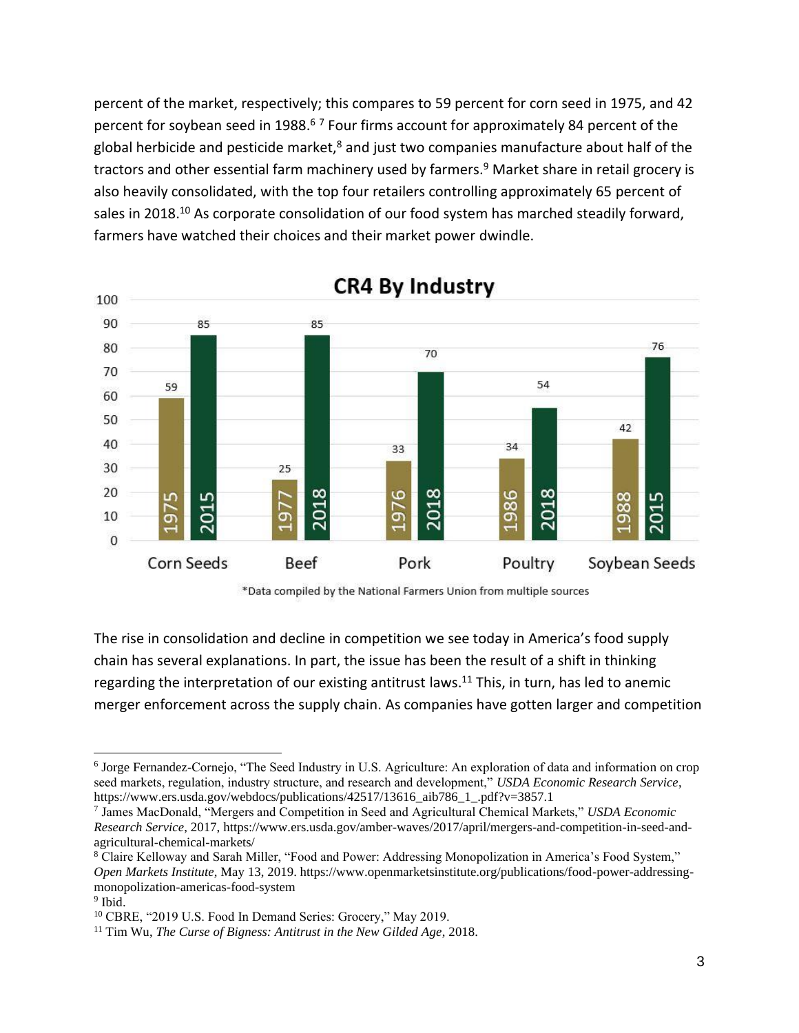percent of the market, respectively; this compares to 59 percent for corn seed in 1975, and 42 percent for soybean seed in 1988.[6] [7] Four firms account for approximately 84 percent of the global herbicide and pesticide market,[8] and just two companies manufacture about half of the tractors and other essential farm machinery used by farmers.[9] Market share in retail grocery is also heavily consolidated, with the top four retailers controlling approximately 65 percent of sales in 2018.[10] As corporate consolidation of our food system has marched steadily forward, farmers have watched their choices and their market power dwindle.

**CR4 By Industry**

| Industry | Earlier Year | CR4 | Later Year | CR4 |
|---|---|---|---|---|
| Corn Seeds | 1975 | 59 | 2015 | 85 |
| Beef | 1977 | 25 | 2018 | 85 |
| Pork | 1976 | 33 | 2018 | 70 |
| Poultry | 1986 | 34 | 2018 | 54 |
| Soybean Seeds | 1988 | 42 | 2015 | 76 |

*Data compiled by the National Farmers Union from multiple sources

The rise in consolidation and decline in competition we see today in America's food supply chain has several explanations. In part, the issue has been the result of a shift in thinking regarding the interpretation of our existing antitrust laws.[11] This, in turn, has led to anemic merger enforcement across the supply chain. As companies have gotten larger and competition

---

[6] Jorge Fernandez-Cornejo, "The Seed Industry in U.S. Agriculture: An exploration of data and information on crop seed markets, regulation, industry structure, and research and development," *USDA Economic Research Service*, https://www.ers.usda.gov/webdocs/publications/42517/13616_aib786_1_.pdf?v=3857.1

[7] James MacDonald, "Mergers and Competition in Seed and Agricultural Chemical Markets," *USDA Economic Research Service*, 2017, https://www.ers.usda.gov/amber-waves/2017/april/mergers-and-competition-in-seed-and-agricultural-chemical-markets/

[8] Claire Kelloway and Sarah Miller, "Food and Power: Addressing Monopolization in America's Food System," *Open Markets Institute*, May 13, 2019. https://www.openmarketsinstitute.org/publications/food-power-addressing-monopolization-americas-food-system

[9] Ibid.

[10] CBRE, "2019 U.S. Food In Demand Series: Grocery," May 2019.

[11] Tim Wu, *The Curse of Bigness: Antitrust in the New Gilded Age*, 2018.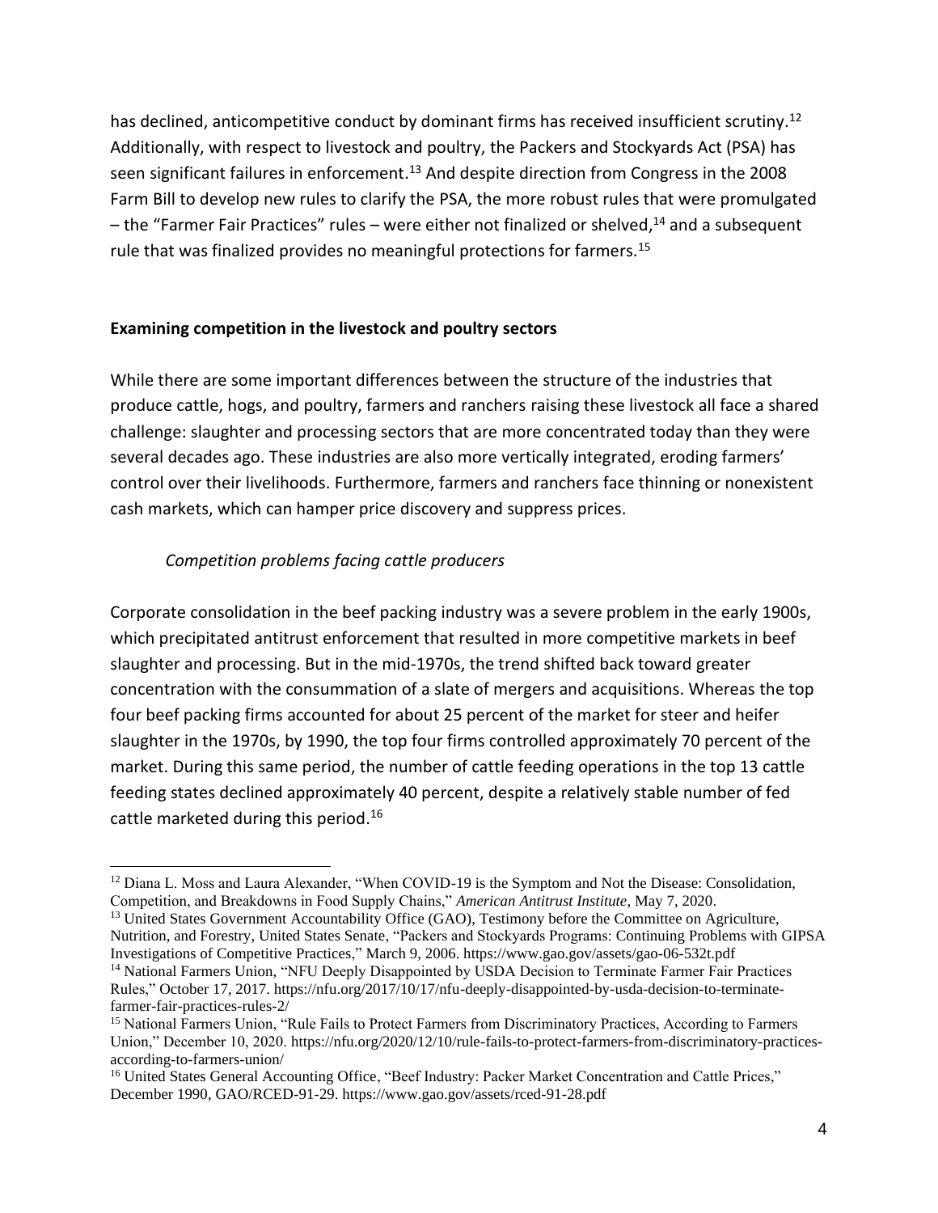has declined, anticompetitive conduct by dominant firms has received insufficient scrutiny.[12] Additionally, with respect to livestock and poultry, the Packers and Stockyards Act (PSA) has seen significant failures in enforcement.[13] And despite direction from Congress in the 2008 Farm Bill to develop new rules to clarify the PSA, the more robust rules that were promulgated – the "Farmer Fair Practices" rules – were either not finalized or shelved,[14] and a subsequent rule that was finalized provides no meaningful protections for farmers.[15]

**Examining competition in the livestock and poultry sectors**

While there are some important differences between the structure of the industries that produce cattle, hogs, and poultry, farmers and ranchers raising these livestock all face a shared challenge: slaughter and processing sectors that are more concentrated today than they were several decades ago. These industries are also more vertically integrated, eroding farmers' control over their livelihoods. Furthermore, farmers and ranchers face thinning or nonexistent cash markets, which can hamper price discovery and suppress prices.

*Competition problems facing cattle producers*

Corporate consolidation in the beef packing industry was a severe problem in the early 1900s, which precipitated antitrust enforcement that resulted in more competitive markets in beef slaughter and processing. But in the mid-1970s, the trend shifted back toward greater concentration with the consummation of a slate of mergers and acquisitions. Whereas the top four beef packing firms accounted for about 25 percent of the market for steer and heifer slaughter in the 1970s, by 1990, the top four firms controlled approximately 70 percent of the market. During this same period, the number of cattle feeding operations in the top 13 cattle feeding states declined approximately 40 percent, despite a relatively stable number of fed cattle marketed during this period.[16]

---

[12] Diana L. Moss and Laura Alexander, "When COVID-19 is the Symptom and Not the Disease: Consolidation, Competition, and Breakdowns in Food Supply Chains," *American Antitrust Institute*, May 7, 2020.

[13] United States Government Accountability Office (GAO), Testimony before the Committee on Agriculture, Nutrition, and Forestry, United States Senate, "Packers and Stockyards Programs: Continuing Problems with GIPSA Investigations of Competitive Practices," March 9, 2006. https://www.gao.gov/assets/gao-06-532t.pdf

[14] National Farmers Union, "NFU Deeply Disappointed by USDA Decision to Terminate Farmer Fair Practices Rules," October 17, 2017. https://nfu.org/2017/10/17/nfu-deeply-disappointed-by-usda-decision-to-terminate-farmer-fair-practices-rules-2/

[15] National Farmers Union, "Rule Fails to Protect Farmers from Discriminatory Practices, According to Farmers Union," December 10, 2020. https://nfu.org/2020/12/10/rule-fails-to-protect-farmers-from-discriminatory-practices-according-to-farmers-union/

[16] United States General Accounting Office, "Beef Industry: Packer Market Concentration and Cattle Prices," December 1990, GAO/RCED-91-29. https://www.gao.gov/assets/rced-91-28.pdf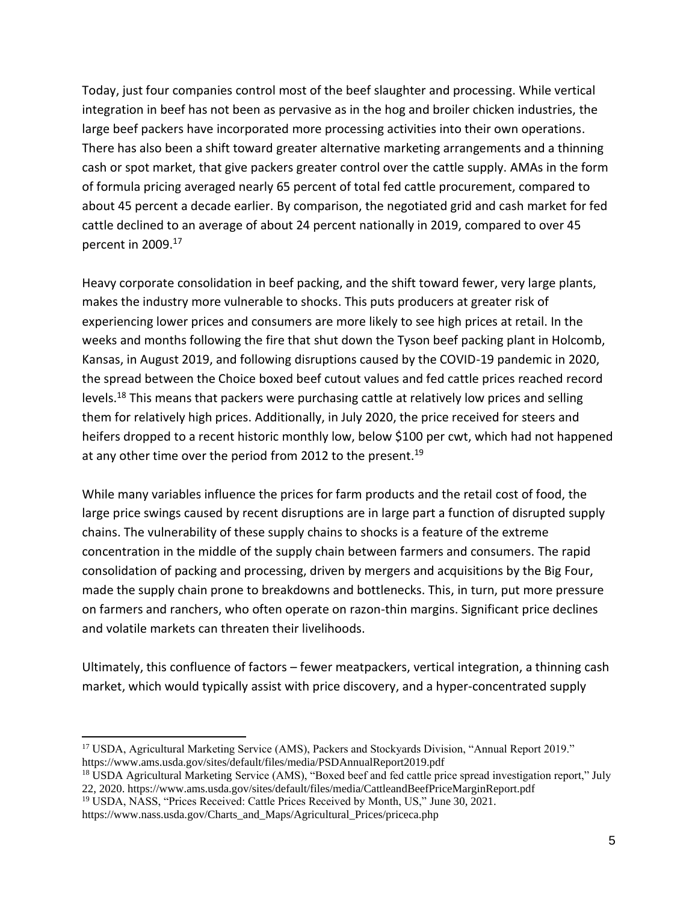Today, just four companies control most of the beef slaughter and processing. While vertical integration in beef has not been as pervasive as in the hog and broiler chicken industries, the large beef packers have incorporated more processing activities into their own operations. There has also been a shift toward greater alternative marketing arrangements and a thinning cash or spot market, that give packers greater control over the cattle supply. AMAs in the form of formula pricing averaged nearly 65 percent of total fed cattle procurement, compared to about 45 percent a decade earlier. By comparison, the negotiated grid and cash market for fed cattle declined to an average of about 24 percent nationally in 2019, compared to over 45 percent in 2009.[17]

Heavy corporate consolidation in beef packing, and the shift toward fewer, very large plants, makes the industry more vulnerable to shocks. This puts producers at greater risk of experiencing lower prices and consumers are more likely to see high prices at retail. In the weeks and months following the fire that shut down the Tyson beef packing plant in Holcomb, Kansas, in August 2019, and following disruptions caused by the COVID-19 pandemic in 2020, the spread between the Choice boxed beef cutout values and fed cattle prices reached record levels.[18] This means that packers were purchasing cattle at relatively low prices and selling them for relatively high prices. Additionally, in July 2020, the price received for steers and heifers dropped to a recent historic monthly low, below $100 per cwt, which had not happened at any other time over the period from 2012 to the present.[19]

While many variables influence the prices for farm products and the retail cost of food, the large price swings caused by recent disruptions are in large part a function of disrupted supply chains. The vulnerability of these supply chains to shocks is a feature of the extreme concentration in the middle of the supply chain between farmers and consumers. The rapid consolidation of packing and processing, driven by mergers and acquisitions by the Big Four, made the supply chain prone to breakdowns and bottlenecks. This, in turn, put more pressure on farmers and ranchers, who often operate on razon-thin margins. Significant price declines and volatile markets can threaten their livelihoods.

Ultimately, this confluence of factors – fewer meatpackers, vertical integration, a thinning cash market, which would typically assist with price discovery, and a hyper-concentrated supply

[17] USDA, Agricultural Marketing Service (AMS), Packers and Stockyards Division, "Annual Report 2019." https://www.ams.usda.gov/sites/default/files/media/PSDAnnualReport2019.pdf

[18] USDA Agricultural Marketing Service (AMS), "Boxed beef and fed cattle price spread investigation report," July 22, 2020. https://www.ams.usda.gov/sites/default/files/media/CattleandBeefPriceMarginReport.pdf

[19] USDA, NASS, "Prices Received: Cattle Prices Received by Month, US," June 30, 2021. https://www.nass.usda.gov/Charts_and_Maps/Agricultural_Prices/priceca.php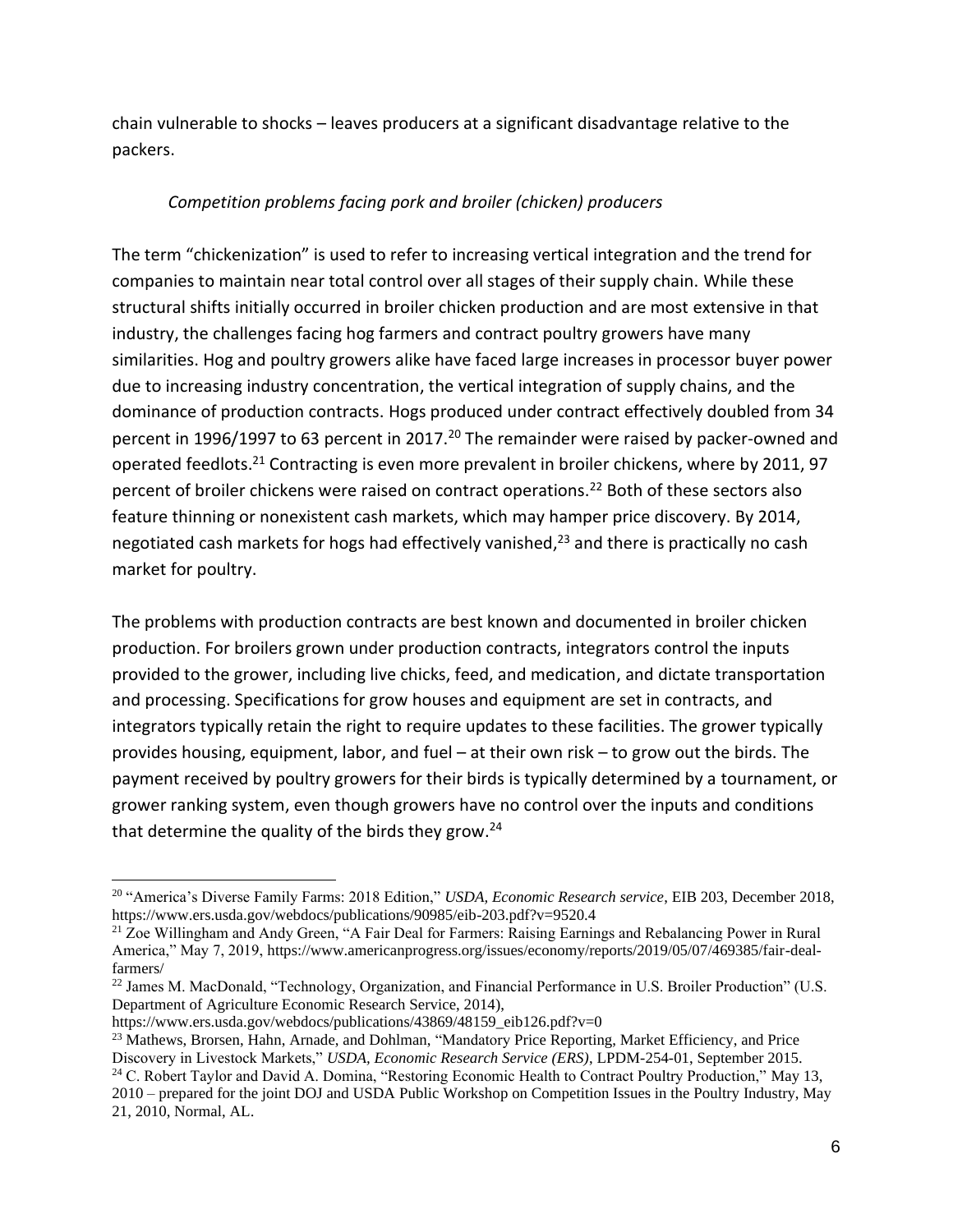chain vulnerable to shocks – leaves producers at a significant disadvantage relative to the packers.

*Competition problems facing pork and broiler (chicken) producers*

The term "chickenization" is used to refer to increasing vertical integration and the trend for companies to maintain near total control over all stages of their supply chain. While these structural shifts initially occurred in broiler chicken production and are most extensive in that industry, the challenges facing hog farmers and contract poultry growers have many similarities. Hog and poultry growers alike have faced large increases in processor buyer power due to increasing industry concentration, the vertical integration of supply chains, and the dominance of production contracts. Hogs produced under contract effectively doubled from 34 percent in 1996/1997 to 63 percent in 2017.[20] The remainder were raised by packer-owned and operated feedlots.[21] Contracting is even more prevalent in broiler chickens, where by 2011, 97 percent of broiler chickens were raised on contract operations.[22] Both of these sectors also feature thinning or nonexistent cash markets, which may hamper price discovery. By 2014, negotiated cash markets for hogs had effectively vanished,[23] and there is practically no cash market for poultry.

The problems with production contracts are best known and documented in broiler chicken production. For broilers grown under production contracts, integrators control the inputs provided to the grower, including live chicks, feed, and medication, and dictate transportation and processing. Specifications for grow houses and equipment are set in contracts, and integrators typically retain the right to require updates to these facilities. The grower typically provides housing, equipment, labor, and fuel – at their own risk – to grow out the birds. The payment received by poultry growers for their birds is typically determined by a tournament, or grower ranking system, even though growers have no control over the inputs and conditions that determine the quality of the birds they grow.[24]

---

[20] "America's Diverse Family Farms: 2018 Edition," *USDA, Economic Research service*, EIB 203, December 2018, https://www.ers.usda.gov/webdocs/publications/90985/eib-203.pdf?v=9520.4

[21] Zoe Willingham and Andy Green, "A Fair Deal for Farmers: Raising Earnings and Rebalancing Power in Rural America," May 7, 2019, https://www.americanprogress.org/issues/economy/reports/2019/05/07/469385/fair-deal-farmers/

[22] James M. MacDonald, "Technology, Organization, and Financial Performance in U.S. Broiler Production" (U.S. Department of Agriculture Economic Research Service, 2014), https://www.ers.usda.gov/webdocs/publications/43869/48159_eib126.pdf?v=0

[23] Mathews, Brorsen, Hahn, Arnade, and Dohlman, "Mandatory Price Reporting, Market Efficiency, and Price Discovery in Livestock Markets," *USDA, Economic Research Service (ERS)*, LPDM-254-01, September 2015.

[24] C. Robert Taylor and David A. Domina, "Restoring Economic Health to Contract Poultry Production," May 13, 2010 – prepared for the joint DOJ and USDA Public Workshop on Competition Issues in the Poultry Industry, May 21, 2010, Normal, AL.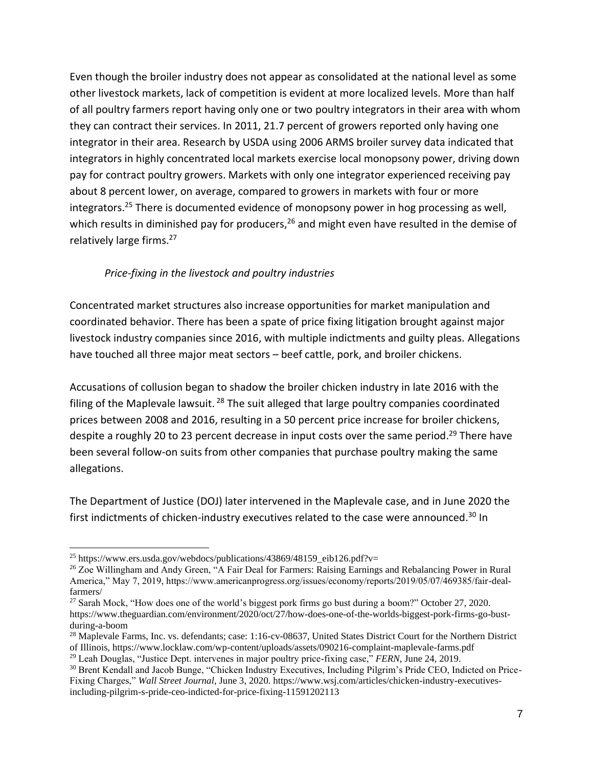Even though the broiler industry does not appear as consolidated at the national level as some other livestock markets, lack of competition is evident at more localized levels. More than half of all poultry farmers report having only one or two poultry integrators in their area with whom they can contract their services. In 2011, 21.7 percent of growers reported only having one integrator in their area. Research by USDA using 2006 ARMS broiler survey data indicated that integrators in highly concentrated local markets exercise local monopsony power, driving down pay for contract poultry growers. Markets with only one integrator experienced receiving pay about 8 percent lower, on average, compared to growers in markets with four or more integrators.[25] There is documented evidence of monopsony power in hog processing as well, which results in diminished pay for producers,[26] and might even have resulted in the demise of relatively large firms.[27]

*Price-fixing in the livestock and poultry industries*

Concentrated market structures also increase opportunities for market manipulation and coordinated behavior. There has been a spate of price fixing litigation brought against major livestock industry companies since 2016, with multiple indictments and guilty pleas. Allegations have touched all three major meat sectors – beef cattle, pork, and broiler chickens.

Accusations of collusion began to shadow the broiler chicken industry in late 2016 with the filing of the Maplevale lawsuit.[28] The suit alleged that large poultry companies coordinated prices between 2008 and 2016, resulting in a 50 percent price increase for broiler chickens, despite a roughly 20 to 23 percent decrease in input costs over the same period.[29] There have been several follow-on suits from other companies that purchase poultry making the same allegations.

The Department of Justice (DOJ) later intervened in the Maplevale case, and in June 2020 the first indictments of chicken-industry executives related to the case were announced.[30] In

---

[25] https://www.ers.usda.gov/webdocs/publications/43869/48159_eib126.pdf?v=

[26] Zoe Willingham and Andy Green, "A Fair Deal for Farmers: Raising Earnings and Rebalancing Power in Rural America," May 7, 2019, https://www.americanprogress.org/issues/economy/reports/2019/05/07/469385/fair-deal-farmers/

[27] Sarah Mock, "How does one of the world's biggest pork firms go bust during a boom?" October 27, 2020. https://www.theguardian.com/environment/2020/oct/27/how-does-one-of-the-worlds-biggest-pork-firms-go-bust-during-a-boom

[28] Maplevale Farms, Inc. vs. defendants; case: 1:16-cv-08637, United States District Court for the Northern District of Illinois, https://www.locklaw.com/wp-content/uploads/assets/090216-complaint-maplevale-farms.pdf

[29] Leah Douglas, "Justice Dept. intervenes in major poultry price-fixing case," *FERN*, June 24, 2019.

[30] Brent Kendall and Jacob Bunge, "Chicken Industry Executives, Including Pilgrim's Pride CEO, Indicted on Price-Fixing Charges," *Wall Street Journal*, June 3, 2020. https://www.wsj.com/articles/chicken-industry-executives-including-pilgrim-s-pride-ceo-indicted-for-price-fixing-11591202113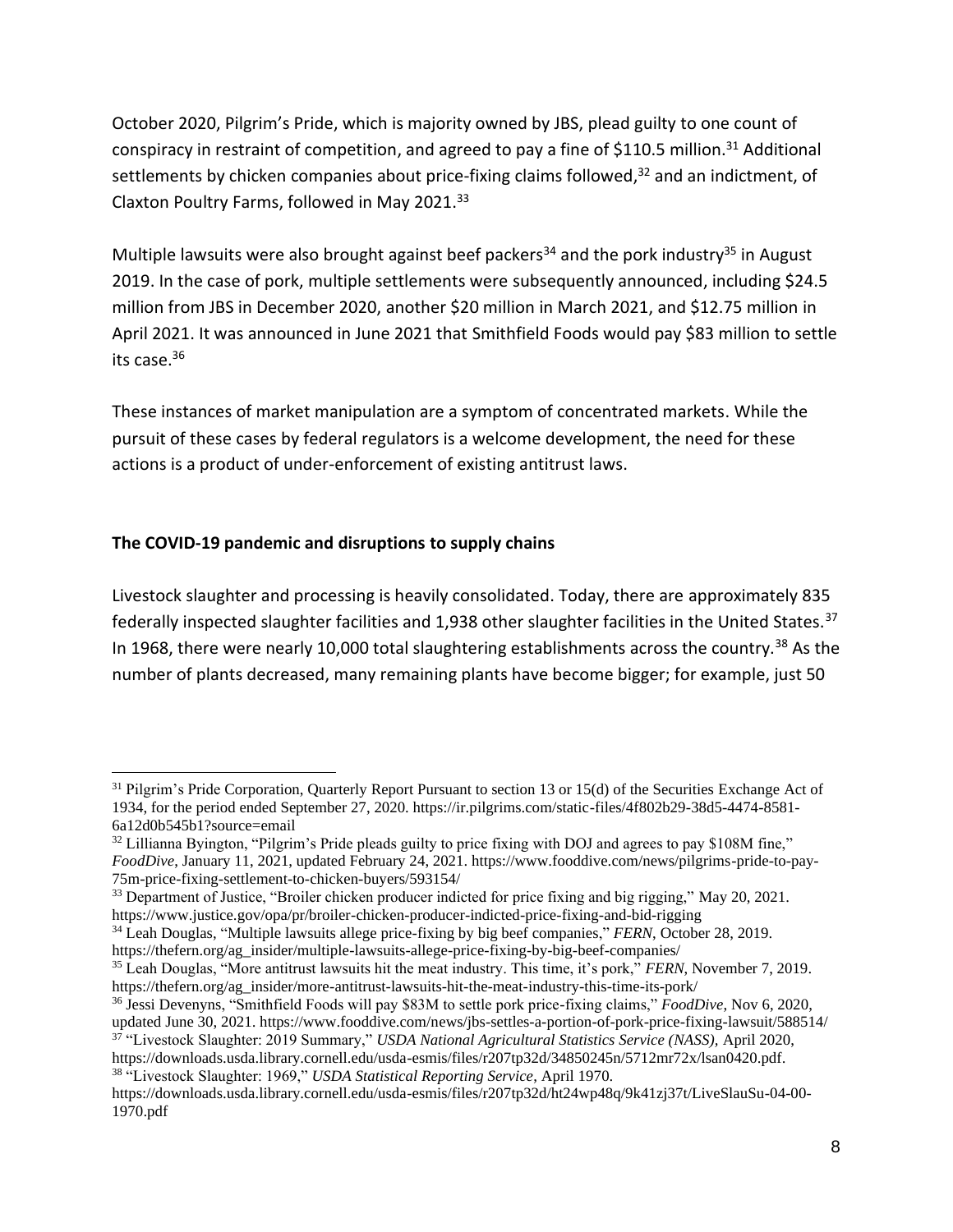October 2020, Pilgrim's Pride, which is majority owned by JBS, plead guilty to one count of conspiracy in restraint of competition, and agreed to pay a fine of $110.5 million.[31] Additional settlements by chicken companies about price-fixing claims followed,[32] and an indictment, of Claxton Poultry Farms, followed in May 2021.[33]

Multiple lawsuits were also brought against beef packers[34] and the pork industry[35] in August 2019. In the case of pork, multiple settlements were subsequently announced, including $24.5 million from JBS in December 2020, another $20 million in March 2021, and $12.75 million in April 2021. It was announced in June 2021 that Smithfield Foods would pay $83 million to settle its case.[36]

These instances of market manipulation are a symptom of concentrated markets. While the pursuit of these cases by federal regulators is a welcome development, the need for these actions is a product of under-enforcement of existing antitrust laws.

**The COVID-19 pandemic and disruptions to supply chains**

Livestock slaughter and processing is heavily consolidated. Today, there are approximately 835 federally inspected slaughter facilities and 1,938 other slaughter facilities in the United States.[37] In 1968, there were nearly 10,000 total slaughtering establishments across the country.[38] As the number of plants decreased, many remaining plants have become bigger; for example, just 50

---

[31] Pilgrim's Pride Corporation, Quarterly Report Pursuant to section 13 or 15(d) of the Securities Exchange Act of 1934, for the period ended September 27, 2020. https://ir.pilgrims.com/static-files/4f802b29-38d5-4474-8581-6a12d0b545b1?source=email

[32] Lillianna Byington, "Pilgrim's Pride pleads guilty to price fixing with DOJ and agrees to pay $108M fine," *FoodDive*, January 11, 2021, updated February 24, 2021. https://www.fooddive.com/news/pilgrims-pride-to-pay-75m-price-fixing-settlement-to-chicken-buyers/593154/

[33] Department of Justice, "Broiler chicken producer indicted for price fixing and big rigging," May 20, 2021. https://www.justice.gov/opa/pr/broiler-chicken-producer-indicted-price-fixing-and-bid-rigging

[34] Leah Douglas, "Multiple lawsuits allege price-fixing by big beef companies," *FERN*, October 28, 2019. https://thefern.org/ag_insider/multiple-lawsuits-allege-price-fixing-by-big-beef-companies/

[35] Leah Douglas, "More antitrust lawsuits hit the meat industry. This time, it's pork," *FERN*, November 7, 2019. https://thefern.org/ag_insider/more-antitrust-lawsuits-hit-the-meat-industry-this-time-its-pork/

[36] Jessi Devenyns, "Smithfield Foods will pay $83M to settle pork price-fixing claims," *FoodDive*, Nov 6, 2020, updated June 30, 2021. https://www.fooddive.com/news/jbs-settles-a-portion-of-pork-price-fixing-lawsuit/588514/

[37] "Livestock Slaughter: 2019 Summary," *USDA National Agricultural Statistics Service (NASS)*, April 2020, https://downloads.usda.library.cornell.edu/usda-esmis/files/r207tp32d/34850245n/5712mr72x/lsan0420.pdf.

[38] "Livestock Slaughter: 1969," *USDA Statistical Reporting Service*, April 1970. https://downloads.usda.library.cornell.edu/usda-esmis/files/r207tp32d/ht24wp48q/9k41zj37t/LiveSlauSu-04-00-1970.pdf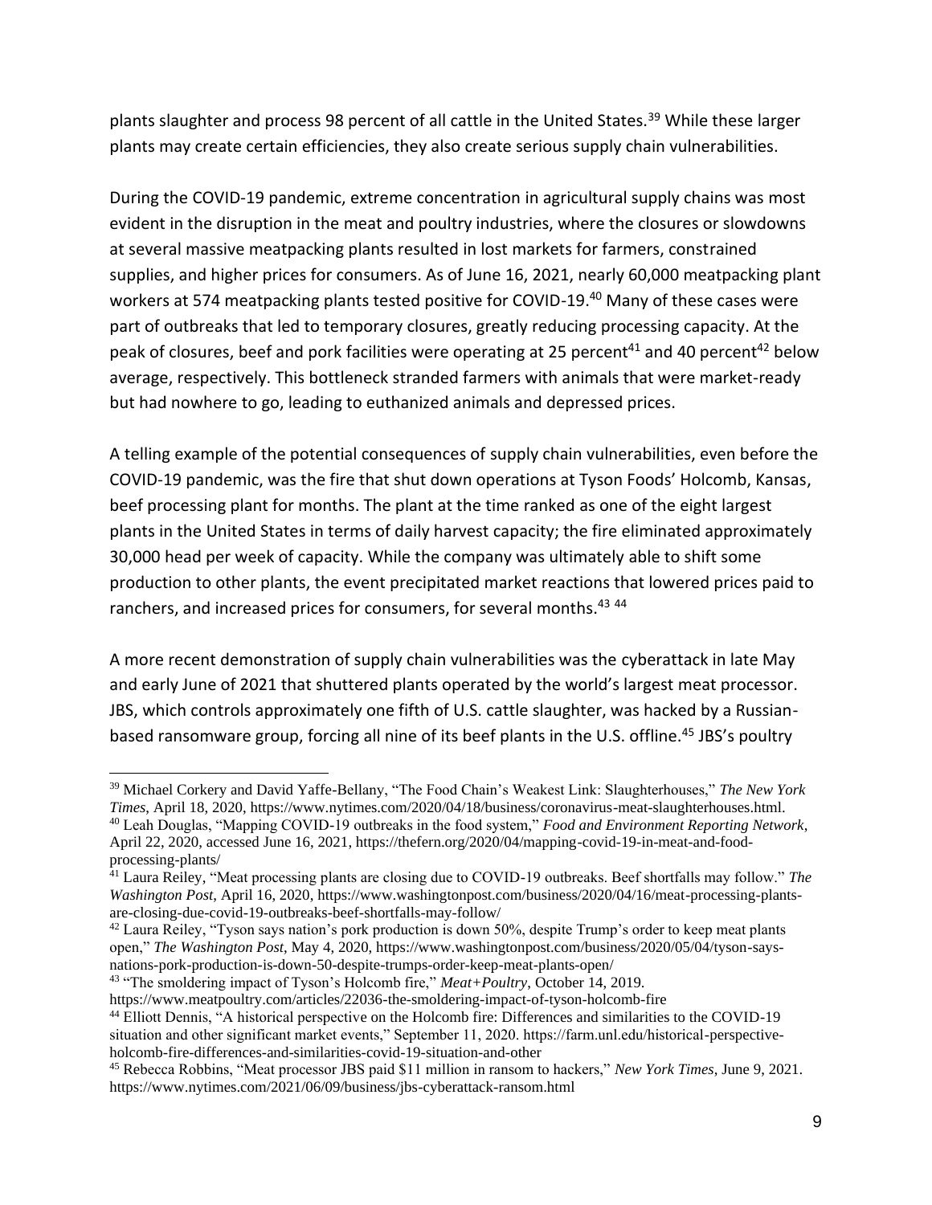plants slaughter and process 98 percent of all cattle in the United States.[39] While these larger plants may create certain efficiencies, they also create serious supply chain vulnerabilities.

During the COVID-19 pandemic, extreme concentration in agricultural supply chains was most evident in the disruption in the meat and poultry industries, where the closures or slowdowns at several massive meatpacking plants resulted in lost markets for farmers, constrained supplies, and higher prices for consumers. As of June 16, 2021, nearly 60,000 meatpacking plant workers at 574 meatpacking plants tested positive for COVID-19.[40] Many of these cases were part of outbreaks that led to temporary closures, greatly reducing processing capacity. At the peak of closures, beef and pork facilities were operating at 25 percent[41] and 40 percent[42] below average, respectively. This bottleneck stranded farmers with animals that were market-ready but had nowhere to go, leading to euthanized animals and depressed prices.

A telling example of the potential consequences of supply chain vulnerabilities, even before the COVID-19 pandemic, was the fire that shut down operations at Tyson Foods' Holcomb, Kansas, beef processing plant for months. The plant at the time ranked as one of the eight largest plants in the United States in terms of daily harvest capacity; the fire eliminated approximately 30,000 head per week of capacity. While the company was ultimately able to shift some production to other plants, the event precipitated market reactions that lowered prices paid to ranchers, and increased prices for consumers, for several months.[43] [44]

A more recent demonstration of supply chain vulnerabilities was the cyberattack in late May and early June of 2021 that shuttered plants operated by the world's largest meat processor. JBS, which controls approximately one fifth of U.S. cattle slaughter, was hacked by a Russian-based ransomware group, forcing all nine of its beef plants in the U.S. offline.[45] JBS's poultry

---

[39] Michael Corkery and David Yaffe-Bellany, "The Food Chain's Weakest Link: Slaughterhouses," *The New York Times*, April 18, 2020, https://www.nytimes.com/2020/04/18/business/coronavirus-meat-slaughterhouses.html.

[40] Leah Douglas, "Mapping COVID-19 outbreaks in the food system," *Food and Environment Reporting Network*, April 22, 2020, accessed June 16, 2021, https://thefern.org/2020/04/mapping-covid-19-in-meat-and-food-processing-plants/

[41] Laura Reiley, "Meat processing plants are closing due to COVID-19 outbreaks. Beef shortfalls may follow." *The Washington Post*, April 16, 2020, https://www.washingtonpost.com/business/2020/04/16/meat-processing-plants-are-closing-due-covid-19-outbreaks-beef-shortfalls-may-follow/

[42] Laura Reiley, "Tyson says nation's pork production is down 50%, despite Trump's order to keep meat plants open," *The Washington Post*, May 4, 2020, https://www.washingtonpost.com/business/2020/05/04/tyson-says-nations-pork-production-is-down-50-despite-trumps-order-keep-meat-plants-open/

[43] "The smoldering impact of Tyson's Holcomb fire," *Meat+Poultry*, October 14, 2019. https://www.meatpoultry.com/articles/22036-the-smoldering-impact-of-tyson-holcomb-fire

[44] Elliott Dennis, "A historical perspective on the Holcomb fire: Differences and similarities to the COVID-19 situation and other significant market events," September 11, 2020. https://farm.unl.edu/historical-perspective-holcomb-fire-differences-and-similarities-covid-19-situation-and-other

[45] Rebecca Robbins, "Meat processor JBS paid $11 million in ransom to hackers," *New York Times*, June 9, 2021. https://www.nytimes.com/2021/06/09/business/jbs-cyberattack-ransom.html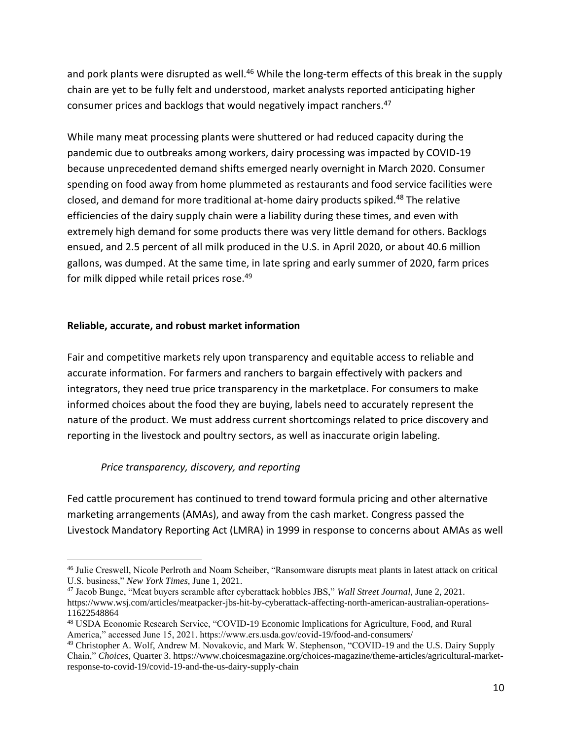and pork plants were disrupted as well.[46] While the long-term effects of this break in the supply chain are yet to be fully felt and understood, market analysts reported anticipating higher consumer prices and backlogs that would negatively impact ranchers.[47]

While many meat processing plants were shuttered or had reduced capacity during the pandemic due to outbreaks among workers, dairy processing was impacted by COVID-19 because unprecedented demand shifts emerged nearly overnight in March 2020. Consumer spending on food away from home plummeted as restaurants and food service facilities were closed, and demand for more traditional at-home dairy products spiked.[48] The relative efficiencies of the dairy supply chain were a liability during these times, and even with extremely high demand for some products there was very little demand for others. Backlogs ensued, and 2.5 percent of all milk produced in the U.S. in April 2020, or about 40.6 million gallons, was dumped. At the same time, in late spring and early summer of 2020, farm prices for milk dipped while retail prices rose.[49]

**Reliable, accurate, and robust market information**

Fair and competitive markets rely upon transparency and equitable access to reliable and accurate information. For farmers and ranchers to bargain effectively with packers and integrators, they need true price transparency in the marketplace. For consumers to make informed choices about the food they are buying, labels need to accurately represent the nature of the product. We must address current shortcomings related to price discovery and reporting in the livestock and poultry sectors, as well as inaccurate origin labeling.

*Price transparency, discovery, and reporting*

Fed cattle procurement has continued to trend toward formula pricing and other alternative marketing arrangements (AMAs), and away from the cash market. Congress passed the Livestock Mandatory Reporting Act (LMRA) in 1999 in response to concerns about AMAs as well

---

[46] Julie Creswell, Nicole Perlroth and Noam Scheiber, "Ransomware disrupts meat plants in latest attack on critical U.S. business," *New York Times*, June 1, 2021.

[47] Jacob Bunge, "Meat buyers scramble after cyberattack hobbles JBS," *Wall Street Journal*, June 2, 2021. https://www.wsj.com/articles/meatpacker-jbs-hit-by-cyberattack-affecting-north-american-australian-operations-11622548864

[48] USDA Economic Research Service, "COVID-19 Economic Implications for Agriculture, Food, and Rural America," accessed June 15, 2021. https://www.ers.usda.gov/covid-19/food-and-consumers/

[49] Christopher A. Wolf, Andrew M. Novakovic, and Mark W. Stephenson, "COVID-19 and the U.S. Dairy Supply Chain," *Choices*, Quarter 3. https://www.choicesmagazine.org/choices-magazine/theme-articles/agricultural-market-response-to-covid-19/covid-19-and-the-us-dairy-supply-chain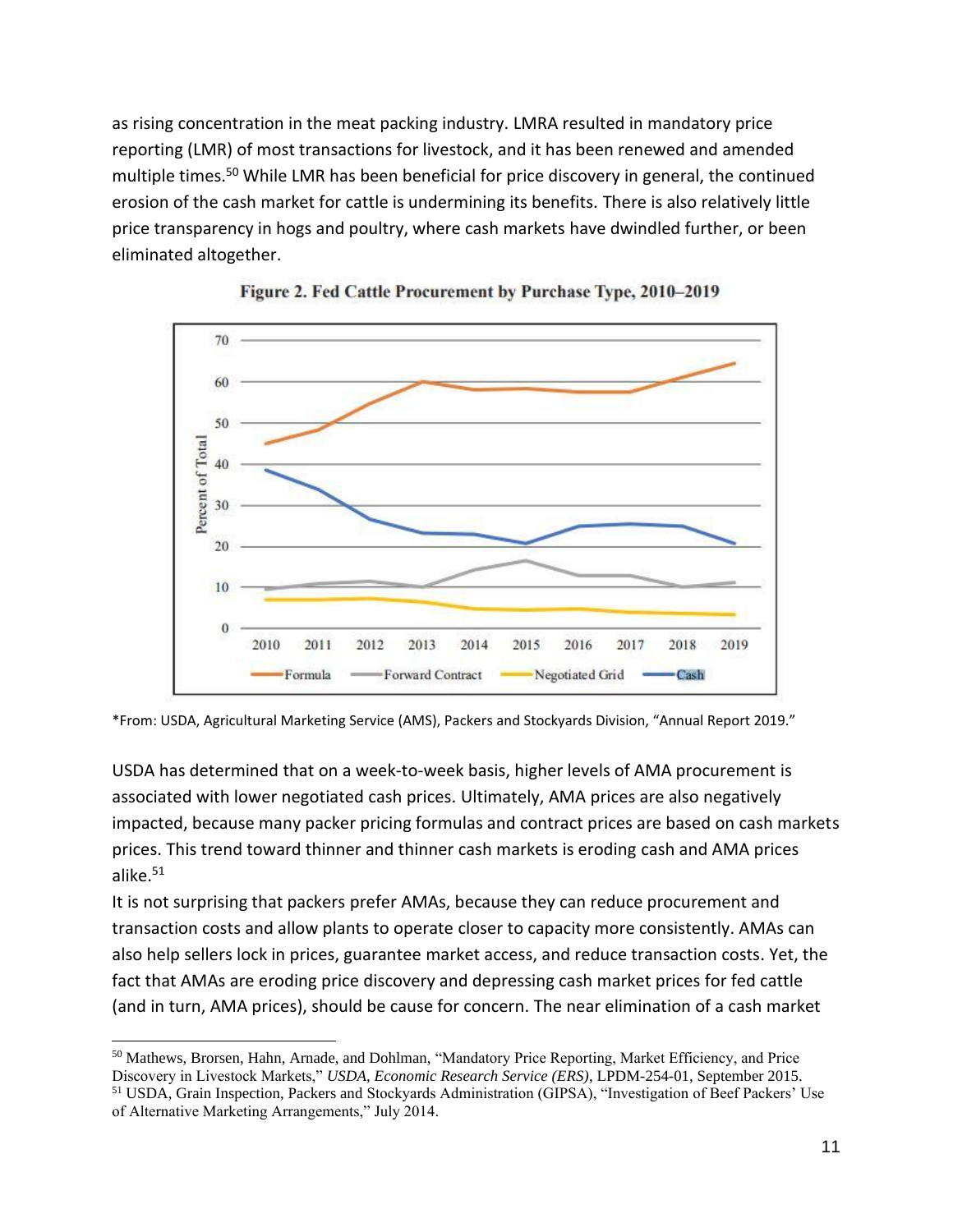as rising concentration in the meat packing industry. LMRA resulted in mandatory price reporting (LMR) of most transactions for livestock, and it has been renewed and amended multiple times.[50] While LMR has been beneficial for price discovery in general, the continued erosion of the cash market for cattle is undermining its benefits. There is also relatively little price transparency in hogs and poultry, where cash markets have dwindled further, or been eliminated altogether.

**Figure 2. Fed Cattle Procurement by Purchase Type, 2010–2019**

*From: USDA, Agricultural Marketing Service (AMS), Packers and Stockyards Division, "Annual Report 2019."

USDA has determined that on a week-to-week basis, higher levels of AMA procurement is associated with lower negotiated cash prices. Ultimately, AMA prices are also negatively impacted, because many packer pricing formulas and contract prices are based on cash markets prices. This trend toward thinner and thinner cash markets is eroding cash and AMA prices alike.[51]

It is not surprising that packers prefer AMAs, because they can reduce procurement and transaction costs and allow plants to operate closer to capacity more consistently. AMAs can also help sellers lock in prices, guarantee market access, and reduce transaction costs. Yet, the fact that AMAs are eroding price discovery and depressing cash market prices for fed cattle (and in turn, AMA prices), should be cause for concern. The near elimination of a cash market

[50] Mathews, Brorsen, Hahn, Arnade, and Dohlman, "Mandatory Price Reporting, Market Efficiency, and Price Discovery in Livestock Markets," *USDA, Economic Research Service (ERS)*, LPDM-254-01, September 2015.

[51] USDA, Grain Inspection, Packers and Stockyards Administration (GIPSA), "Investigation of Beef Packers' Use of Alternative Marketing Arrangements," July 2014.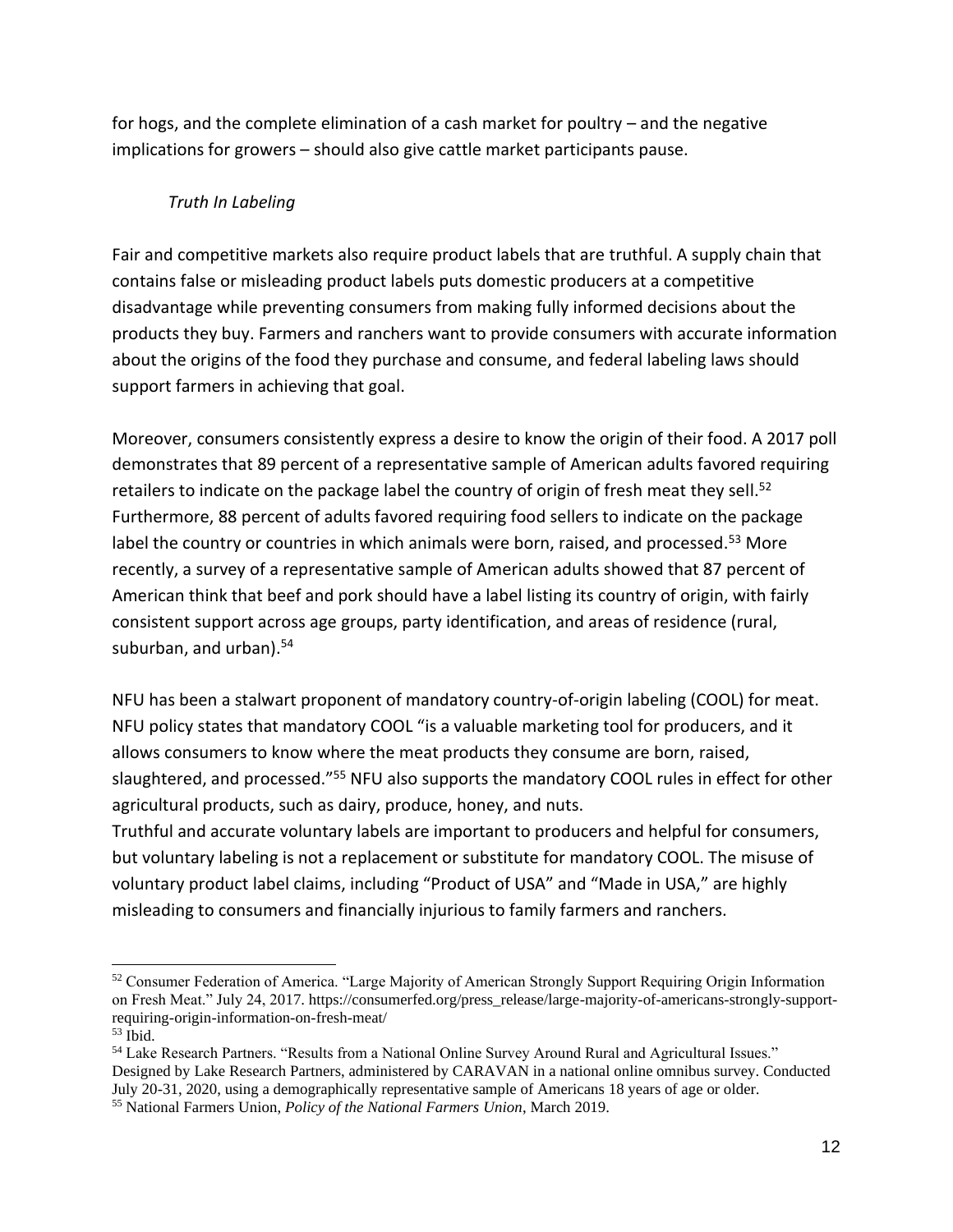for hogs, and the complete elimination of a cash market for poultry – and the negative implications for growers – should also give cattle market participants pause.

### *Truth In Labeling*

Fair and competitive markets also require product labels that are truthful. A supply chain that contains false or misleading product labels puts domestic producers at a competitive disadvantage while preventing consumers from making fully informed decisions about the products they buy. Farmers and ranchers want to provide consumers with accurate information about the origins of the food they purchase and consume, and federal labeling laws should support farmers in achieving that goal.

Moreover, consumers consistently express a desire to know the origin of their food. A 2017 poll demonstrates that 89 percent of a representative sample of American adults favored requiring retailers to indicate on the package label the country of origin of fresh meat they sell.[52] Furthermore, 88 percent of adults favored requiring food sellers to indicate on the package label the country or countries in which animals were born, raised, and processed.[53] More recently, a survey of a representative sample of American adults showed that 87 percent of American think that beef and pork should have a label listing its country of origin, with fairly consistent support across age groups, party identification, and areas of residence (rural, suburban, and urban).[54]

NFU has been a stalwart proponent of mandatory country-of-origin labeling (COOL) for meat. NFU policy states that mandatory COOL "is a valuable marketing tool for producers, and it allows consumers to know where the meat products they consume are born, raised, slaughtered, and processed."[55] NFU also supports the mandatory COOL rules in effect for other agricultural products, such as dairy, produce, honey, and nuts.

Truthful and accurate voluntary labels are important to producers and helpful for consumers, but voluntary labeling is not a replacement or substitute for mandatory COOL. The misuse of voluntary product label claims, including "Product of USA" and "Made in USA," are highly misleading to consumers and financially injurious to family farmers and ranchers.

---

[52] Consumer Federation of America. "Large Majority of American Strongly Support Requiring Origin Information on Fresh Meat." July 24, 2017. https://consumerfed.org/press_release/large-majority-of-americans-strongly-support-requiring-origin-information-on-fresh-meat/

[53] Ibid.

[54] Lake Research Partners. "Results from a National Online Survey Around Rural and Agricultural Issues." Designed by Lake Research Partners, administered by CARAVAN in a national online omnibus survey. Conducted July 20-31, 2020, using a demographically representative sample of Americans 18 years of age or older.

[55] National Farmers Union, *Policy of the National Farmers Union*, March 2019.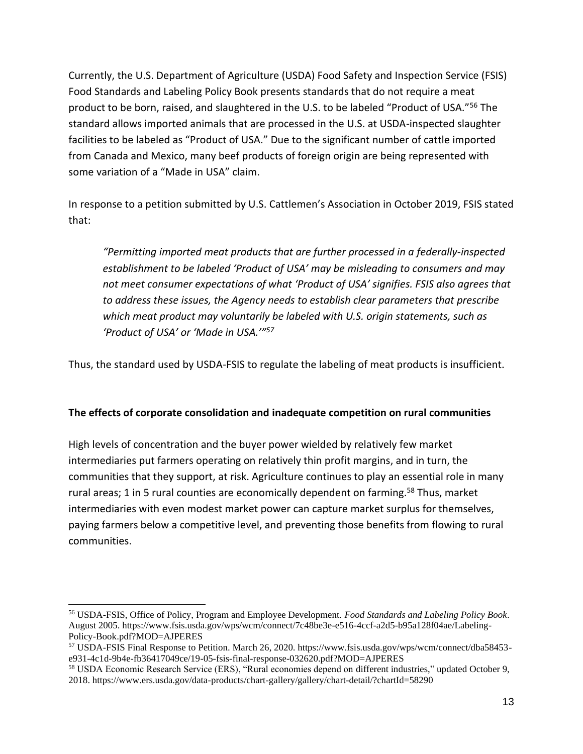Currently, the U.S. Department of Agriculture (USDA) Food Safety and Inspection Service (FSIS) Food Standards and Labeling Policy Book presents standards that do not require a meat product to be born, raised, and slaughtered in the U.S. to be labeled "Product of USA."[56] The standard allows imported animals that are processed in the U.S. at USDA-inspected slaughter facilities to be labeled as "Product of USA." Due to the significant number of cattle imported from Canada and Mexico, many beef products of foreign origin are being represented with some variation of a "Made in USA" claim.

In response to a petition submitted by U.S. Cattlemen's Association in October 2019, FSIS stated that:

> *"Permitting imported meat products that are further processed in a federally-inspected establishment to be labeled 'Product of USA' may be misleading to consumers and may not meet consumer expectations of what 'Product of USA' signifies. FSIS also agrees that to address these issues, the Agency needs to establish clear parameters that prescribe which meat product may voluntarily be labeled with U.S. origin statements, such as 'Product of USA' or 'Made in USA.'"*[57]

Thus, the standard used by USDA-FSIS to regulate the labeling of meat products is insufficient.

**The effects of corporate consolidation and inadequate competition on rural communities**

High levels of concentration and the buyer power wielded by relatively few market intermediaries put farmers operating on relatively thin profit margins, and in turn, the communities that they support, at risk. Agriculture continues to play an essential role in many rural areas; 1 in 5 rural counties are economically dependent on farming.[58] Thus, market intermediaries with even modest market power can capture market surplus for themselves, paying farmers below a competitive level, and preventing those benefits from flowing to rural communities.

---

[56] USDA-FSIS, Office of Policy, Program and Employee Development. *Food Standards and Labeling Policy Book*. August 2005. https://www.fsis.usda.gov/wps/wcm/connect/7c48be3e-e516-4ccf-a2d5-b95a128f04ae/Labeling-Policy-Book.pdf?MOD=AJPERES

[57] USDA-FSIS Final Response to Petition. March 26, 2020. https://www.fsis.usda.gov/wps/wcm/connect/dba58453-e931-4c1d-9b4e-fb36417049ce/19-05-fsis-final-response-032620.pdf?MOD=AJPERES

[58] USDA Economic Research Service (ERS), "Rural economies depend on different industries," updated October 9, 2018. https://www.ers.usda.gov/data-products/chart-gallery/gallery/chart-detail/?chartId=58290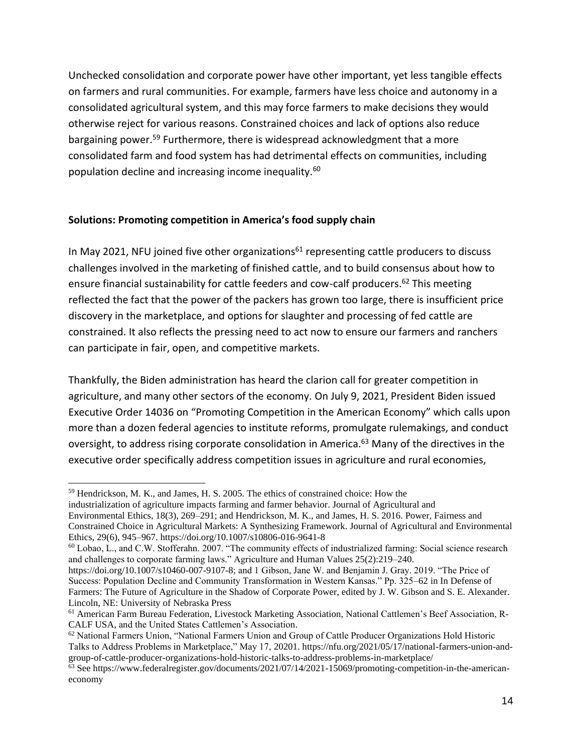Unchecked consolidation and corporate power have other important, yet less tangible effects on farmers and rural communities. For example, farmers have less choice and autonomy in a consolidated agricultural system, and this may force farmers to make decisions they would otherwise reject for various reasons. Constrained choices and lack of options also reduce bargaining power.[59] Furthermore, there is widespread acknowledgment that a more consolidated farm and food system has had detrimental effects on communities, including population decline and increasing income inequality.[60]

**Solutions: Promoting competition in America's food supply chain**

In May 2021, NFU joined five other organizations[61] representing cattle producers to discuss challenges involved in the marketing of finished cattle, and to build consensus about how to ensure financial sustainability for cattle feeders and cow-calf producers.[62] This meeting reflected the fact that the power of the packers has grown too large, there is insufficient price discovery in the marketplace, and options for slaughter and processing of fed cattle are constrained. It also reflects the pressing need to act now to ensure our farmers and ranchers can participate in fair, open, and competitive markets.

Thankfully, the Biden administration has heard the clarion call for greater competition in agriculture, and many other sectors of the economy. On July 9, 2021, President Biden issued Executive Order 14036 on "Promoting Competition in the American Economy" which calls upon more than a dozen federal agencies to institute reforms, promulgate rulemakings, and conduct oversight, to address rising corporate consolidation in America.[63] Many of the directives in the executive order specifically address competition issues in agriculture and rural economies,

---

[59] Hendrickson, M. K., and James, H. S. 2005. The ethics of constrained choice: How the industrialization of agriculture impacts farming and farmer behavior. Journal of Agricultural and Environmental Ethics, 18(3), 269–291; and Hendrickson, M. K., and James, H. S. 2016. Power, Fairness and Constrained Choice in Agricultural Markets: A Synthesizing Framework. Journal of Agricultural and Environmental Ethics, 29(6), 945–967. https://doi.org/10.1007/s10806-016-9641-8

[60] Lobao, L., and C.W. Stofferahn. 2007. "The community effects of industrialized farming: Social science research and challenges to corporate farming laws." Agriculture and Human Values 25(2):219–240. https://doi.org/10.1007/s10460-007-9107-8; and 1 Gibson, Jane W. and Benjamin J. Gray. 2019. "The Price of Success: Population Decline and Community Transformation in Western Kansas." Pp. 325–62 in In Defense of Farmers: The Future of Agriculture in the Shadow of Corporate Power, edited by J. W. Gibson and S. E. Alexander. Lincoln, NE: University of Nebraska Press

[61] American Farm Bureau Federation, Livestock Marketing Association, National Cattlemen's Beef Association, R-CALF USA, and the United States Cattlemen's Association.

[62] National Farmers Union, "National Farmers Union and Group of Cattle Producer Organizations Hold Historic Talks to Address Problems in Marketplace," May 17, 20201. https://nfu.org/2021/05/17/national-farmers-union-and-group-of-cattle-producer-organizations-hold-historic-talks-to-address-problems-in-marketplace/

[63] See https://www.federalregister.gov/documents/2021/07/14/2021-15069/promoting-competition-in-the-american-economy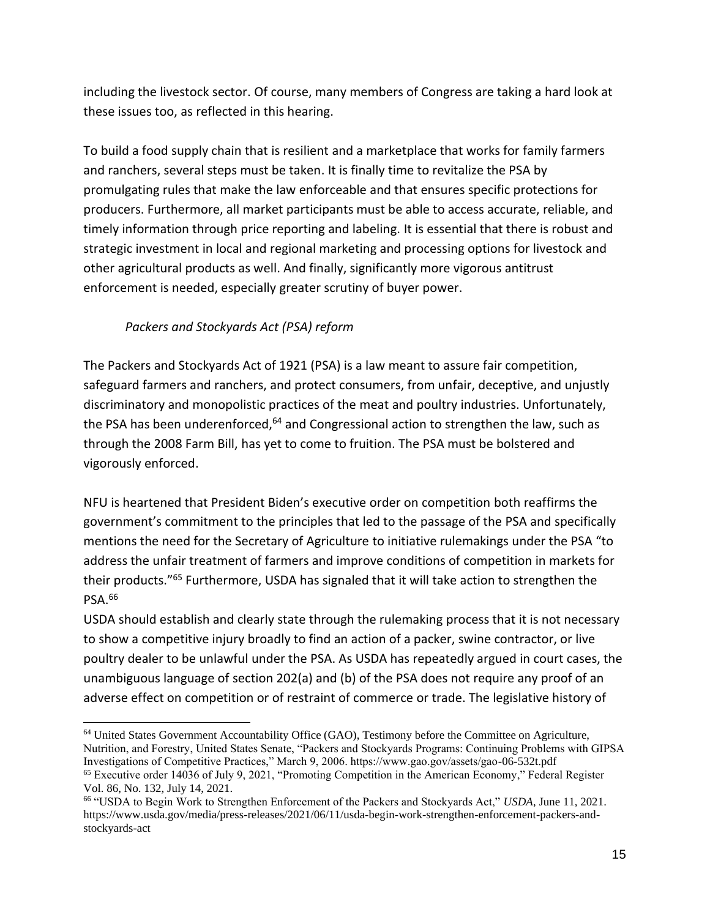including the livestock sector. Of course, many members of Congress are taking a hard look at these issues too, as reflected in this hearing.

To build a food supply chain that is resilient and a marketplace that works for family farmers and ranchers, several steps must be taken. It is finally time to revitalize the PSA by promulgating rules that make the law enforceable and that ensures specific protections for producers. Furthermore, all market participants must be able to access accurate, reliable, and timely information through price reporting and labeling. It is essential that there is robust and strategic investment in local and regional marketing and processing options for livestock and other agricultural products as well. And finally, significantly more vigorous antitrust enforcement is needed, especially greater scrutiny of buyer power.

*Packers and Stockyards Act (PSA) reform*

The Packers and Stockyards Act of 1921 (PSA) is a law meant to assure fair competition, safeguard farmers and ranchers, and protect consumers, from unfair, deceptive, and unjustly discriminatory and monopolistic practices of the meat and poultry industries. Unfortunately, the PSA has been underenforced,[64] and Congressional action to strengthen the law, such as through the 2008 Farm Bill, has yet to come to fruition. The PSA must be bolstered and vigorously enforced.

NFU is heartened that President Biden's executive order on competition both reaffirms the government's commitment to the principles that led to the passage of the PSA and specifically mentions the need for the Secretary of Agriculture to initiative rulemakings under the PSA "to address the unfair treatment of farmers and improve conditions of competition in markets for their products."[65] Furthermore, USDA has signaled that it will take action to strengthen the PSA.[66]

USDA should establish and clearly state through the rulemaking process that it is not necessary to show a competitive injury broadly to find an action of a packer, swine contractor, or live poultry dealer to be unlawful under the PSA. As USDA has repeatedly argued in court cases, the unambiguous language of section 202(a) and (b) of the PSA does not require any proof of an adverse effect on competition or of restraint of commerce or trade. The legislative history of

---

[64] United States Government Accountability Office (GAO), Testimony before the Committee on Agriculture, Nutrition, and Forestry, United States Senate, "Packers and Stockyards Programs: Continuing Problems with GIPSA Investigations of Competitive Practices," March 9, 2006. https://www.gao.gov/assets/gao-06-532t.pdf

[65] Executive order 14036 of July 9, 2021, "Promoting Competition in the American Economy," Federal Register Vol. 86, No. 132, July 14, 2021.

[66] "USDA to Begin Work to Strengthen Enforcement of the Packers and Stockyards Act," *USDA*, June 11, 2021. https://www.usda.gov/media/press-releases/2021/06/11/usda-begin-work-strengthen-enforcement-packers-and-stockyards-act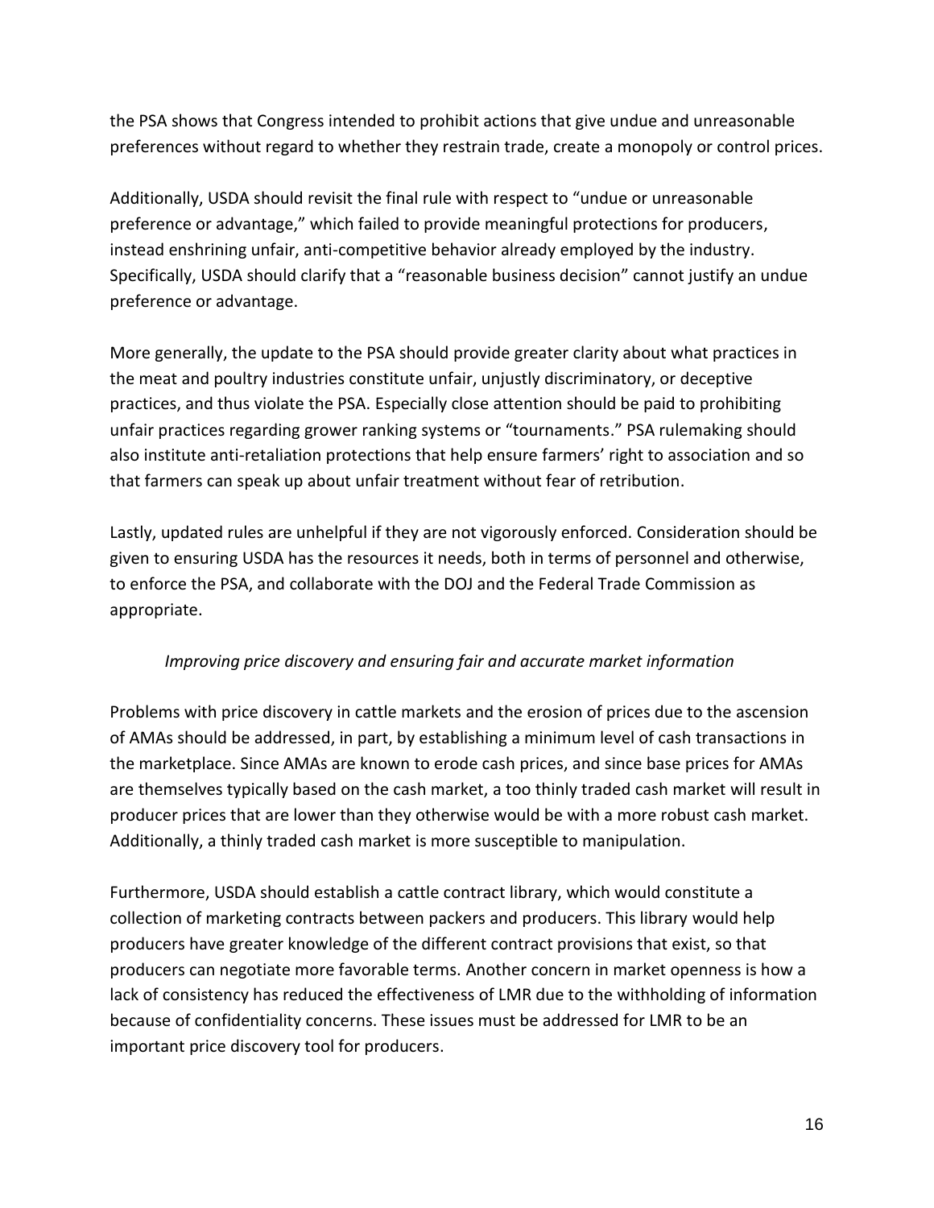the PSA shows that Congress intended to prohibit actions that give undue and unreasonable preferences without regard to whether they restrain trade, create a monopoly or control prices.

Additionally, USDA should revisit the final rule with respect to "undue or unreasonable preference or advantage," which failed to provide meaningful protections for producers, instead enshrining unfair, anti-competitive behavior already employed by the industry. Specifically, USDA should clarify that a "reasonable business decision" cannot justify an undue preference or advantage.

More generally, the update to the PSA should provide greater clarity about what practices in the meat and poultry industries constitute unfair, unjustly discriminatory, or deceptive practices, and thus violate the PSA. Especially close attention should be paid to prohibiting unfair practices regarding grower ranking systems or "tournaments." PSA rulemaking should also institute anti-retaliation protections that help ensure farmers' right to association and so that farmers can speak up about unfair treatment without fear of retribution.

Lastly, updated rules are unhelpful if they are not vigorously enforced. Consideration should be given to ensuring USDA has the resources it needs, both in terms of personnel and otherwise, to enforce the PSA, and collaborate with the DOJ and the Federal Trade Commission as appropriate.

*Improving price discovery and ensuring fair and accurate market information*

Problems with price discovery in cattle markets and the erosion of prices due to the ascension of AMAs should be addressed, in part, by establishing a minimum level of cash transactions in the marketplace. Since AMAs are known to erode cash prices, and since base prices for AMAs are themselves typically based on the cash market, a too thinly traded cash market will result in producer prices that are lower than they otherwise would be with a more robust cash market. Additionally, a thinly traded cash market is more susceptible to manipulation.

Furthermore, USDA should establish a cattle contract library, which would constitute a collection of marketing contracts between packers and producers. This library would help producers have greater knowledge of the different contract provisions that exist, so that producers can negotiate more favorable terms. Another concern in market openness is how a lack of consistency has reduced the effectiveness of LMR due to the withholding of information because of confidentiality concerns. These issues must be addressed for LMR to be an important price discovery tool for producers.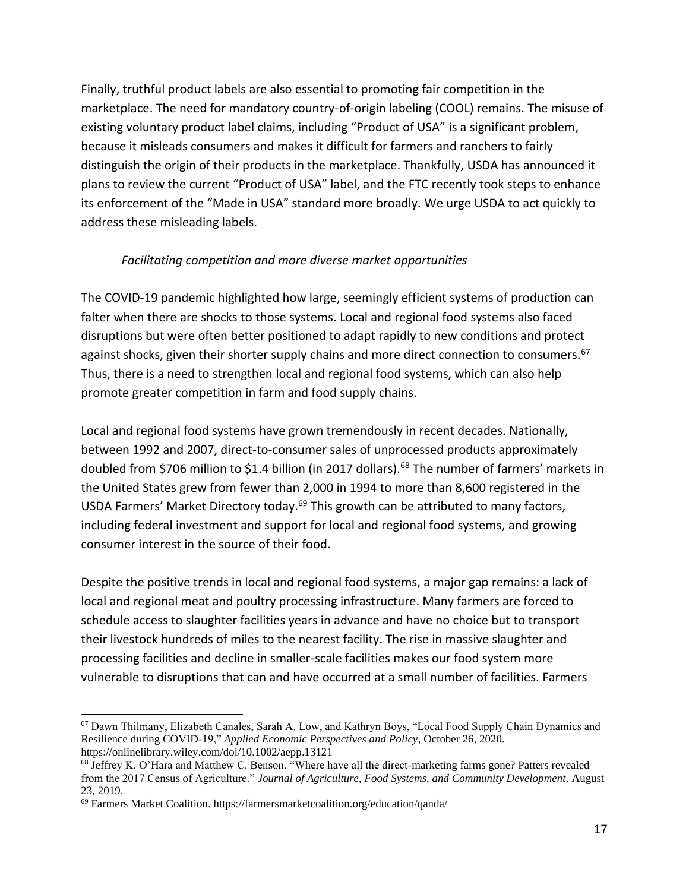Finally, truthful product labels are also essential to promoting fair competition in the marketplace. The need for mandatory country-of-origin labeling (COOL) remains. The misuse of existing voluntary product label claims, including "Product of USA" is a significant problem, because it misleads consumers and makes it difficult for farmers and ranchers to fairly distinguish the origin of their products in the marketplace. Thankfully, USDA has announced it plans to review the current "Product of USA" label, and the FTC recently took steps to enhance its enforcement of the "Made in USA" standard more broadly. We urge USDA to act quickly to address these misleading labels.

*Facilitating competition and more diverse market opportunities*

The COVID-19 pandemic highlighted how large, seemingly efficient systems of production can falter when there are shocks to those systems. Local and regional food systems also faced disruptions but were often better positioned to adapt rapidly to new conditions and protect against shocks, given their shorter supply chains and more direct connection to consumers.[67] Thus, there is a need to strengthen local and regional food systems, which can also help promote greater competition in farm and food supply chains.

Local and regional food systems have grown tremendously in recent decades. Nationally, between 1992 and 2007, direct-to-consumer sales of unprocessed products approximately doubled from \$706 million to \$1.4 billion (in 2017 dollars).[68] The number of farmers' markets in the United States grew from fewer than 2,000 in 1994 to more than 8,600 registered in the USDA Farmers' Market Directory today.[69] This growth can be attributed to many factors, including federal investment and support for local and regional food systems, and growing consumer interest in the source of their food.

Despite the positive trends in local and regional food systems, a major gap remains: a lack of local and regional meat and poultry processing infrastructure. Many farmers are forced to schedule access to slaughter facilities years in advance and have no choice but to transport their livestock hundreds of miles to the nearest facility. The rise in massive slaughter and processing facilities and decline in smaller-scale facilities makes our food system more vulnerable to disruptions that can and have occurred at a small number of facilities. Farmers

---

[67] Dawn Thilmany, Elizabeth Canales, Sarah A. Low, and Kathryn Boys, "Local Food Supply Chain Dynamics and Resilience during COVID-19," *Applied Economic Perspectives and Policy*, October 26, 2020. https://onlinelibrary.wiley.com/doi/10.1002/aepp.13121

[68] Jeffrey K. O'Hara and Matthew C. Benson. "Where have all the direct-marketing farms gone? Patters revealed from the 2017 Census of Agriculture." *Journal of Agriculture, Food Systems, and Community Development*. August 23, 2019.

[69] Farmers Market Coalition. https://farmersmarketcoalition.org/education/qanda/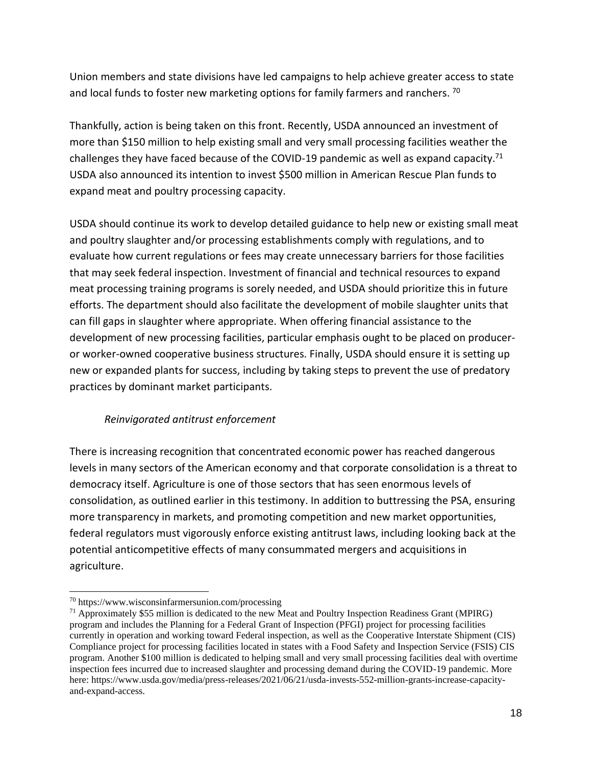Union members and state divisions have led campaigns to help achieve greater access to state and local funds to foster new marketing options for family farmers and ranchers. [70]

Thankfully, action is being taken on this front. Recently, USDA announced an investment of more than $150 million to help existing small and very small processing facilities weather the challenges they have faced because of the COVID-19 pandemic as well as expand capacity.[71] USDA also announced its intention to invest $500 million in American Rescue Plan funds to expand meat and poultry processing capacity.

USDA should continue its work to develop detailed guidance to help new or existing small meat and poultry slaughter and/or processing establishments comply with regulations, and to evaluate how current regulations or fees may create unnecessary barriers for those facilities that may seek federal inspection. Investment of financial and technical resources to expand meat processing training programs is sorely needed, and USDA should prioritize this in future efforts. The department should also facilitate the development of mobile slaughter units that can fill gaps in slaughter where appropriate. When offering financial assistance to the development of new processing facilities, particular emphasis ought to be placed on producer- or worker-owned cooperative business structures. Finally, USDA should ensure it is setting up new or expanded plants for success, including by taking steps to prevent the use of predatory practices by dominant market participants.

*Reinvigorated antitrust enforcement*

There is increasing recognition that concentrated economic power has reached dangerous levels in many sectors of the American economy and that corporate consolidation is a threat to democracy itself. Agriculture is one of those sectors that has seen enormous levels of consolidation, as outlined earlier in this testimony. In addition to buttressing the PSA, ensuring more transparency in markets, and promoting competition and new market opportunities, federal regulators must vigorously enforce existing antitrust laws, including looking back at the potential anticompetitive effects of many consummated mergers and acquisitions in agriculture.

---

[70] https://www.wisconsinfarmersunion.com/processing

[71] Approximately $55 million is dedicated to the new Meat and Poultry Inspection Readiness Grant (MPIRG) program and includes the Planning for a Federal Grant of Inspection (PFGI) project for processing facilities currently in operation and working toward Federal inspection, as well as the Cooperative Interstate Shipment (CIS) Compliance project for processing facilities located in states with a Food Safety and Inspection Service (FSIS) CIS program. Another $100 million is dedicated to helping small and very small processing facilities deal with overtime inspection fees incurred due to increased slaughter and processing demand during the COVID-19 pandemic. More here: https://www.usda.gov/media/press-releases/2021/06/21/usda-invests-552-million-grants-increase-capacity-and-expand-access.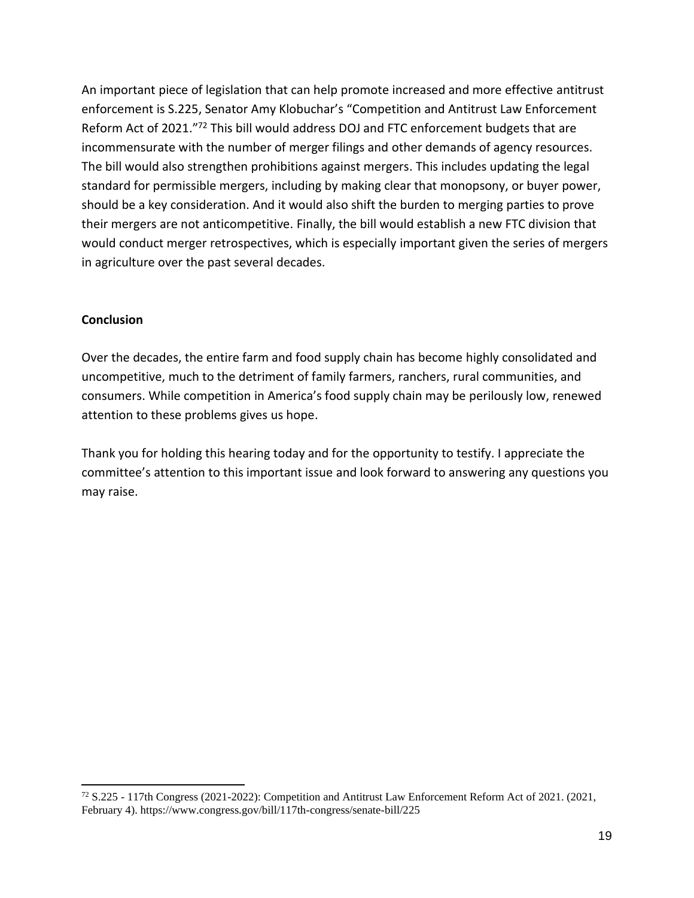An important piece of legislation that can help promote increased and more effective antitrust enforcement is S.225, Senator Amy Klobuchar's "Competition and Antitrust Law Enforcement Reform Act of 2021."[72] This bill would address DOJ and FTC enforcement budgets that are incommensurate with the number of merger filings and other demands of agency resources. The bill would also strengthen prohibitions against mergers. This includes updating the legal standard for permissible mergers, including by making clear that monopsony, or buyer power, should be a key consideration. And it would also shift the burden to merging parties to prove their mergers are not anticompetitive. Finally, the bill would establish a new FTC division that would conduct merger retrospectives, which is especially important given the series of mergers in agriculture over the past several decades.

**Conclusion**

Over the decades, the entire farm and food supply chain has become highly consolidated and uncompetitive, much to the detriment of family farmers, ranchers, rural communities, and consumers. While competition in America's food supply chain may be perilously low, renewed attention to these problems gives us hope.

Thank you for holding this hearing today and for the opportunity to testify. I appreciate the committee's attention to this important issue and look forward to answering any questions you may raise.

---

[72] S.225 - 117th Congress (2021-2022): Competition and Antitrust Law Enforcement Reform Act of 2021. (2021, February 4). https://www.congress.gov/bill/117th-congress/senate-bill/225